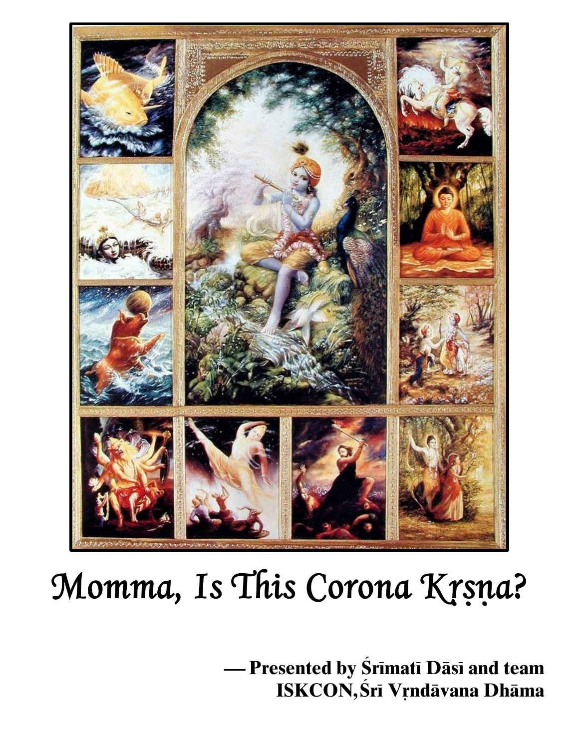# Momma, Is This Corona Kṛṣṇa?

**— Presented by Śrīmatī Dāsī and team**
**ISKCON, Śrī Vṛndāvana Dhāma**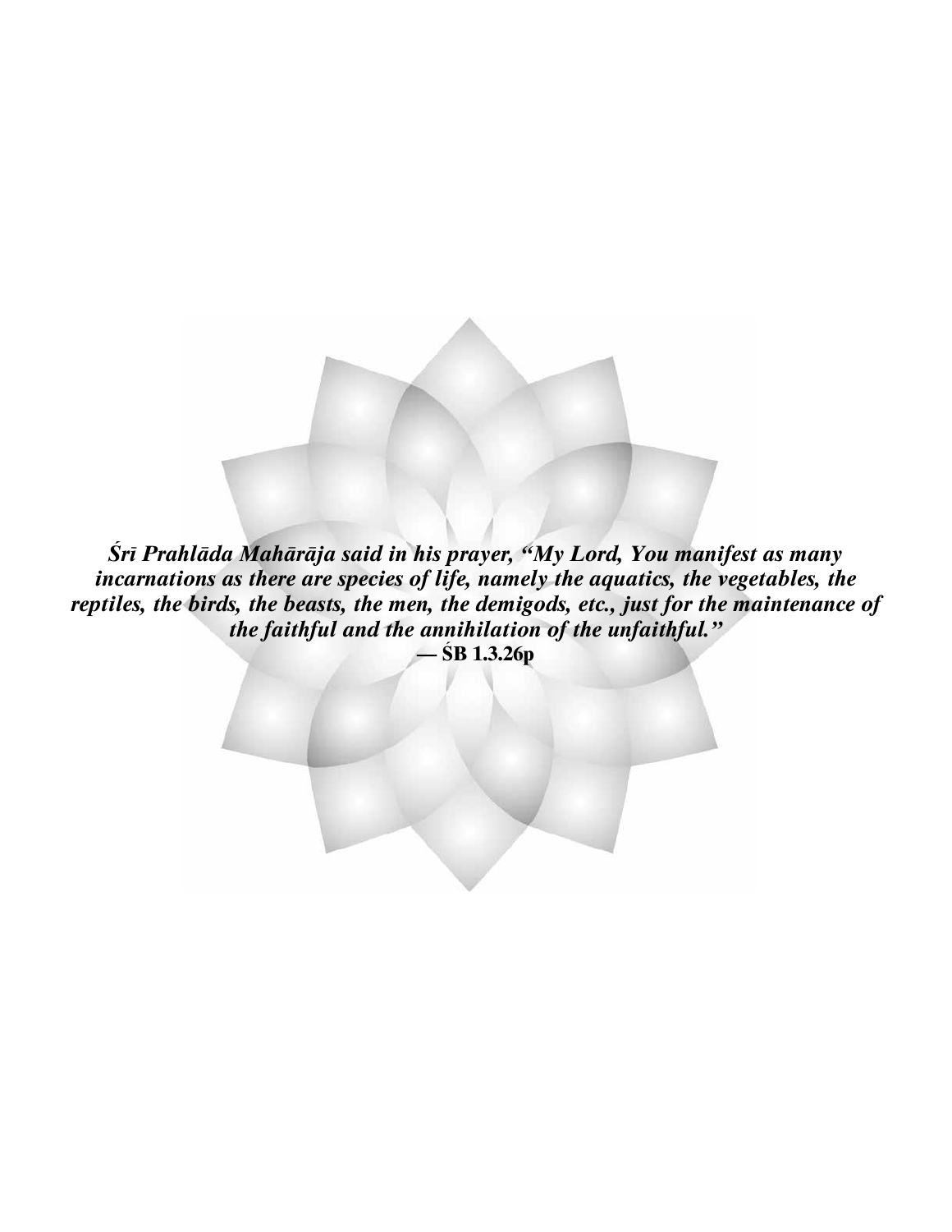***Śrī Prahlāda Mahārāja said in his prayer, "My Lord, You manifest as many incarnations as there are species of life, namely the aquatics, the vegetables, the reptiles, the birds, the beasts, the men, the demigods, etc., just for the maintenance of the faithful and the annihilation of the unfaithful."***

**— ŚB 1.3.26p**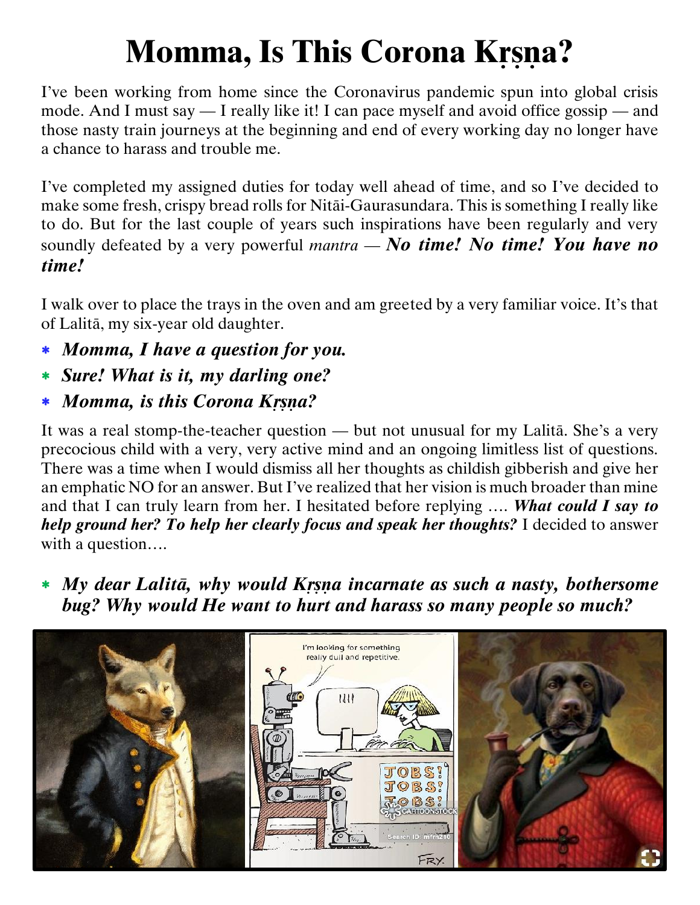# Momma, Is This Corona Kṛṣṇa?

I've been working from home since the Coronavirus pandemic spun into global crisis mode. And I must say — I really like it! I can pace myself and avoid office gossip — and those nasty train journeys at the beginning and end of every working day no longer have a chance to harass and trouble me.

I've completed my assigned duties for today well ahead of time, and so I've decided to make some fresh, crispy bread rolls for Nitāi-Gaurasundara. This is something I really like to do. But for the last couple of years such inspirations have been regularly and very soundly defeated by a very powerful *mantra* — ***No time! No time! You have no time!***

I walk over to place the trays in the oven and am greeted by a very familiar voice. It's that of Lalitā, my six-year old daughter.

* ***Momma, I have a question for you.***
* ***Sure! What is it, my darling one?***
* ***Momma, is this Corona Kṛṣṇa?***

It was a real stomp-the-teacher question — but not unusual for my Lalitā. She's a very precocious child with a very, very active mind and an ongoing limitless list of questions. There was a time when I would dismiss all her thoughts as childish gibberish and give her an emphatic NO for an answer. But I've realized that her vision is much broader than mine and that I can truly learn from her. I hesitated before replying …. ***What could I say to help ground her? To help her clearly focus and speak her thoughts?*** I decided to answer with a question….

* ***My dear Lalitā, why would Kṛṣṇa incarnate as such a nasty, bothersome bug? Why would He want to hurt and harass so many people so much?***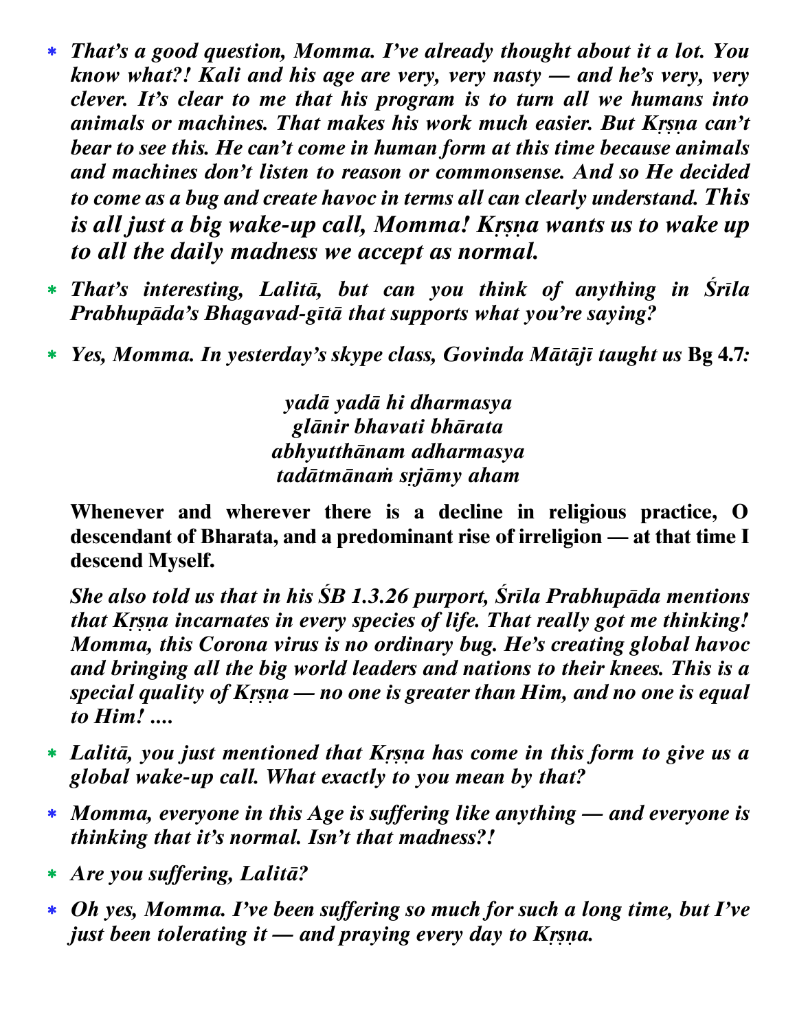* *That's a good question, Momma. I've already thought about it a lot. You know what?! Kali and his age are very, very nasty — and he's very, very clever. It's clear to me that his program is to turn all we humans into animals or machines. That makes his work much easier. But Kṛṣṇa can't bear to see this. He can't come in human form at this time because animals and machines don't listen to reason or commonsense. And so He decided to come as a bug and create havoc in terms all can clearly understand. This is all just a big wake-up call, Momma! Kṛṣṇa wants us to wake up to all the daily madness we accept as normal.*

* *That's interesting, Lalitā, but can you think of anything in Śrīla Prabhupāda's Bhagavad-gītā that supports what you're saying?*

* *Yes, Momma. In yesterday's skype class, Govinda Mātājī taught us* **Bg 4.7***:*

  *yadā yadā hi dharmasya*
  *glānir bhavati bhārata*
  *abhyutthānam adharmasya*
  *tadātmānaṁ sṛjāmy aham*

  **Whenever and wherever there is a decline in religious practice, O descendant of Bharata, and a predominant rise of irreligion — at that time I descend Myself.**

  *She also told us that in his ŚB 1.3.26 purport, Śrīla Prabhupāda mentions that Kṛṣṇa incarnates in every species of life. That really got me thinking! Momma, this Corona virus is no ordinary bug. He's creating global havoc and bringing all the big world leaders and nations to their knees. This is a special quality of Kṛṣṇa — no one is greater than Him, and no one is equal to Him! ....*

* *Lalitā, you just mentioned that Kṛṣṇa has come in this form to give us a global wake-up call. What exactly to you mean by that?*

* *Momma, everyone in this Age is suffering like anything — and everyone is thinking that it's normal. Isn't that madness?!*

* *Are you suffering, Lalitā?*

* *Oh yes, Momma. I've been suffering so much for such a long time, but I've just been tolerating it — and praying every day to Kṛṣṇa.*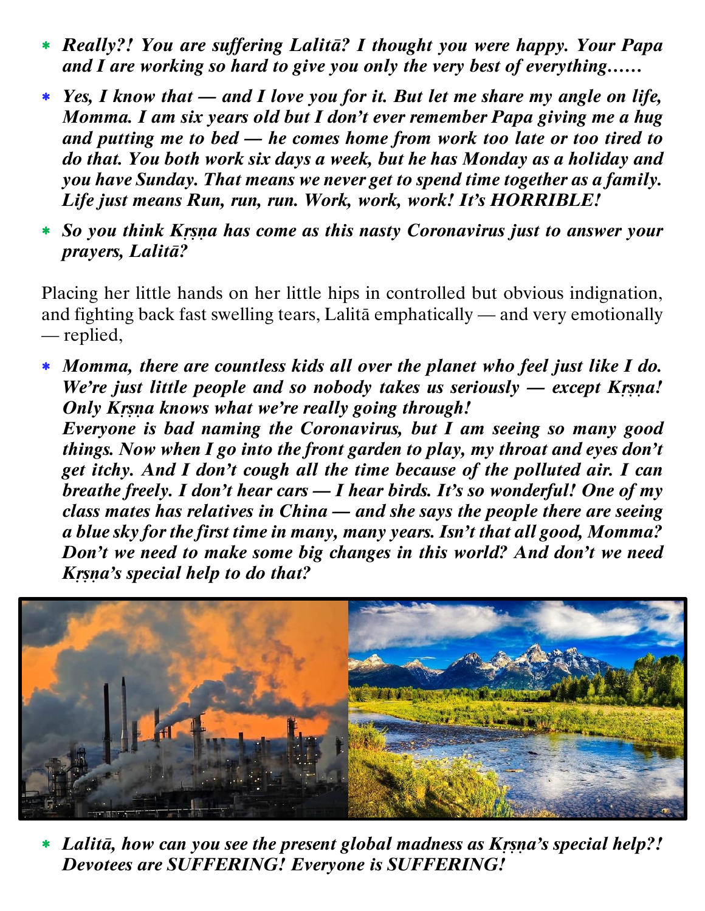- ***Really?! You are suffering Lalitā? I thought you were happy. Your Papa and I are working so hard to give you only the very best of everything……***

- ***Yes, I know that — and I love you for it. But let me share my angle on life, Momma. I am six years old but I don't ever remember Papa giving me a hug and putting me to bed — he comes home from work too late or too tired to do that. You both work six days a week, but he has Monday as a holiday and you have Sunday. That means we never get to spend time together as a family. Life just means Run, run, run. Work, work, work! It's HORRIBLE!***

- ***So you think Kṛṣṇa has come as this nasty Coronavirus just to answer your prayers, Lalitā?***

Placing her little hands on her little hips in controlled but obvious indignation, and fighting back fast swelling tears, Lalitā emphatically — and very emotionally — replied,

- ***Momma, there are countless kids all over the planet who feel just like I do. We're just little people and so nobody takes us seriously — except Kṛṣṇa! Only Kṛṣṇa knows what we're really going through!***
  ***Everyone is bad naming the Coronavirus, but I am seeing so many good things. Now when I go into the front garden to play, my throat and eyes don't get itchy. And I don't cough all the time because of the polluted air. I can breathe freely. I don't hear cars — I hear birds. It's so wonderful! One of my class mates has relatives in China — and she says the people there are seeing a blue sky for the first time in many, many years. Isn't that all good, Momma? Don't we need to make some big changes in this world? And don't we need Kṛṣṇa's special help to do that?***

- ***Lalitā, how can you see the present global madness as Kṛṣṇa's special help?! Devotees are SUFFERING! Everyone is SUFFERING!***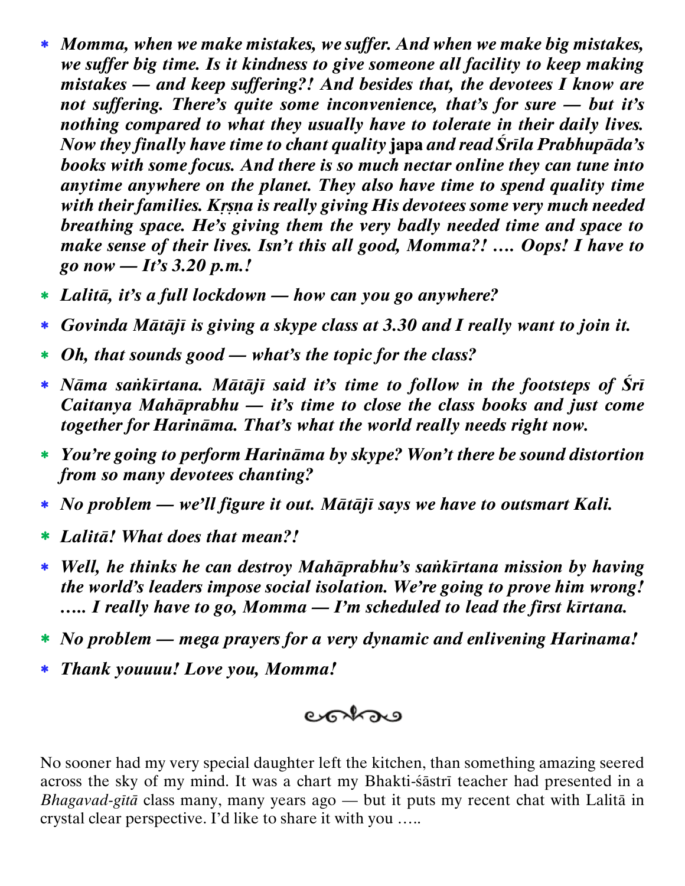- ***Momma, when we make mistakes, we suffer. And when we make big mistakes, we suffer big time. Is it kindness to give someone all facility to keep making mistakes — and keep suffering?! And besides that, the devotees I know are not suffering. There's quite some inconvenience, that's for sure — but it's nothing compared to what they usually have to tolerate in their daily lives. Now they finally have time to chant quality* japa *and read Śrīla Prabhupāda's books with some focus. And there is so much nectar online they can tune into anytime anywhere on the planet. They also have time to spend quality time with their families. Kṛṣṇa is really giving His devotees some very much needed breathing space. He's giving them the very badly needed time and space to make sense of their lives. Isn't this all good, Momma?! …. Oops! I have to go now — It's 3.20 p.m.!***
- ***Lalitā, it's a full lockdown — how can you go anywhere?***
- ***Govinda Mātājī is giving a skype class at 3.30 and I really want to join it.***
- ***Oh, that sounds good — what's the topic for the class?***
- ***Nāma saṅkīrtana. Mātājī said it's time to follow in the footsteps of Śrī Caitanya Mahāprabhu — it's time to close the class books and just come together for Harināma. That's what the world really needs right now.***
- ***You're going to perform Harināma by skype? Won't there be sound distortion from so many devotees chanting?***
- ***No problem — we'll figure it out. Mātājī says we have to outsmart Kali.***
- ***Lalitā! What does that mean?!***
- ***Well, he thinks he can destroy Mahāprabhu's saṅkīrtana mission by having the world's leaders impose social isolation. We're going to prove him wrong! ….. I really have to go, Momma — I'm scheduled to lead the first kīrtana.***
- ***No problem — mega prayers for a very dynamic and enlivening Harinama!***
- ***Thank youuuu! Love you, Momma!***

No sooner had my very special daughter left the kitchen, than something amazing seered across the sky of my mind. It was a chart my Bhakti-śāstrī teacher had presented in a *Bhagavad-gītā* class many, many years ago — but it puts my recent chat with Lalitā in crystal clear perspective. I'd like to share it with you …..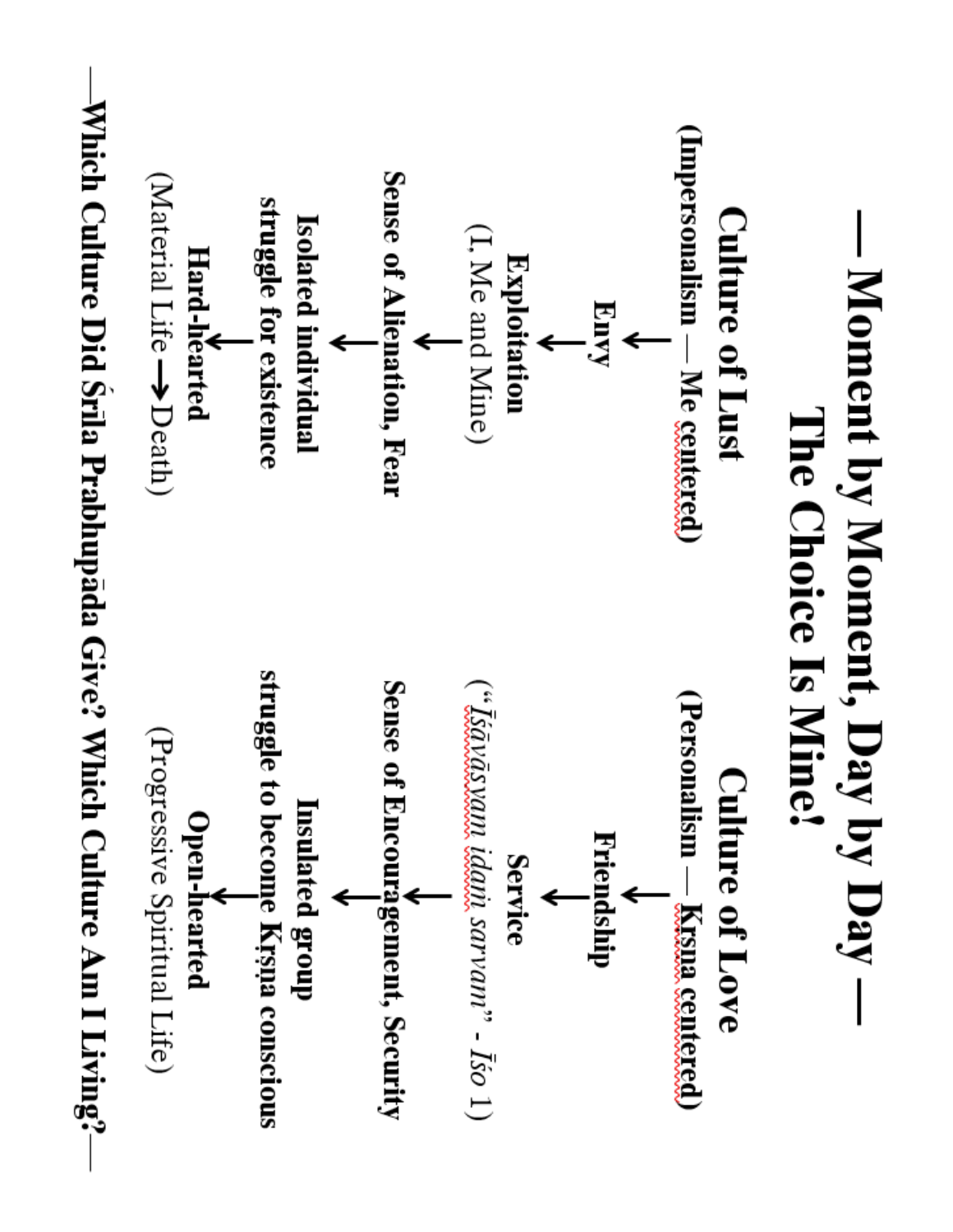# —Moment by Moment, Day by Day—

# The Choice Is Mine!

| **Culture of Lust** | **Culture of Love** |
|---|---|
| **(Impersonalism — Me centered)** | **(Personalism — Kṛṣṇa centered)** |
| ↓ | ↓ |
| **Envy** | **Friendship** |
| ↓ | ↓ |
| **Exploitation** | **Service** |
| (I, Me and Mine) | (*"Īśāvāsyam idaṁ sarvam"* - *Īśo* 1) |
| ↓ | ↓ |
| **Sense of Alienation, Fear** | **Sense of Encouragement, Security** |
| ↓ | ↓ |
| **Isolated individual struggle for existence** | **Insulated group struggle to become Kṛṣṇa conscious** |
| ↓ | ↓ |
| **Hard-hearted** | **Open-hearted** |
| (Material Life → Death) | (Progressive Spiritual Life) |

**—Which Culture Did Śrīla Prabhupāda Give? Which Culture Am I Living?—**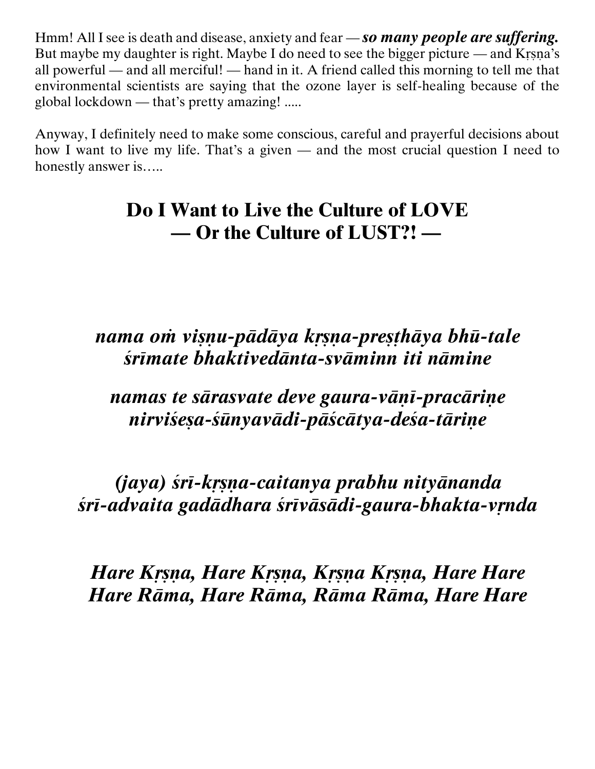Hmm! All I see is death and disease, anxiety and fear — ***so many people are suffering.*** But maybe my daughter is right. Maybe I do need to see the bigger picture — and Kṛṣṇa's all powerful — and all merciful! — hand in it. A friend called this morning to tell me that environmental scientists are saying that the ozone layer is self-healing because of the global lockdown — that's pretty amazing! .....

Anyway, I definitely need to make some conscious, careful and prayerful decisions about how I want to live my life. That's a given — and the most crucial question I need to honestly answer is…..

## Do I Want to Live the Culture of LOVE — Or the Culture of LUST?! —

***nama oṁ viṣṇu-pādāya kṛṣṇa-preṣṭhāya bhū-tale***
***śrīmate bhaktivedānta-svāminn iti nāmine***

***namas te sārasvate deve gaura-vāṇī-pracāriṇe***
***nirviśeṣa-śūnyavādi-pāścātya-deśa-tāriṇe***

***(jaya) śrī-kṛṣṇa-caitanya prabhu nityānanda***
***śrī-advaita gadādhara śrīvāsādi-gaura-bhakta-vṛnda***

***Hare Kṛṣṇa, Hare Kṛṣṇa, Kṛṣṇa Kṛṣṇa, Hare Hare***
***Hare Rāma, Hare Rāma, Rāma Rāma, Hare Hare***